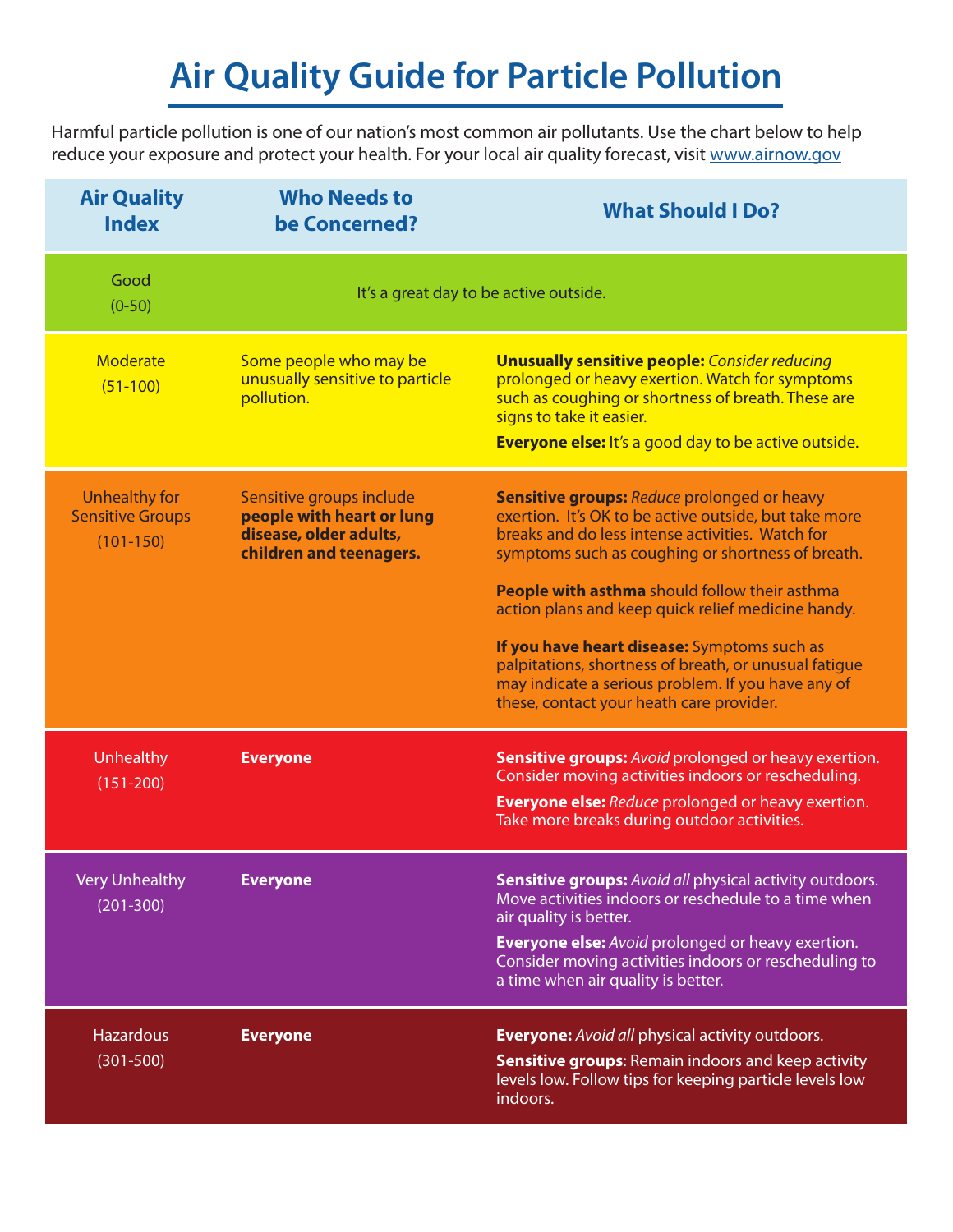# Air Quality Guide for Particle Pollution

Harmful particle pollution is one of our nation's most common air pollutants. Use the chart below to help reduce your exposure and protect your health. For your local air quality forecast, visit www.airnow.gov

| Air Quality Index | Who Needs to be Concerned? | What Should I Do? |
|---|---|---|
| Good (0-50) | It's a great day to be active outside. | |
| Moderate (51-100) | Some people who may be unusually sensitive to particle pollution. | **Unusually sensitive people:** *Consider reducing* prolonged or heavy exertion. Watch for symptoms such as coughing or shortness of breath. These are signs to take it easier. **Everyone else:** It's a good day to be active outside. |
| Unhealthy for Sensitive Groups (101-150) | Sensitive groups include **people with heart or lung disease, older adults, children and teenagers.** | **Sensitive groups:** *Reduce* prolonged or heavy exertion. It's OK to be active outside, but take more breaks and do less intense activities. Watch for symptoms such as coughing or shortness of breath. **People with asthma** should follow their asthma action plans and keep quick relief medicine handy. **If you have heart disease:** Symptoms such as palpitations, shortness of breath, or unusual fatigue may indicate a serious problem. If you have any of these, contact your heath care provider. |
| Unhealthy (151-200) | **Everyone** | **Sensitive groups:** *Avoid* prolonged or heavy exertion. Consider moving activities indoors or rescheduling. **Everyone else:** *Reduce* prolonged or heavy exertion. Take more breaks during outdoor activities. |
| Very Unhealthy (201-300) | **Everyone** | **Sensitive groups:** *Avoid all* physical activity outdoors. Move activities indoors or reschedule to a time when air quality is better. **Everyone else:** *Avoid* prolonged or heavy exertion. Consider moving activities indoors or rescheduling to a time when air quality is better. |
| Hazardous (301-500) | **Everyone** | **Everyone:** *Avoid all* physical activity outdoors. **Sensitive groups**: Remain indoors and keep activity levels low. Follow tips for keeping particle levels low indoors. |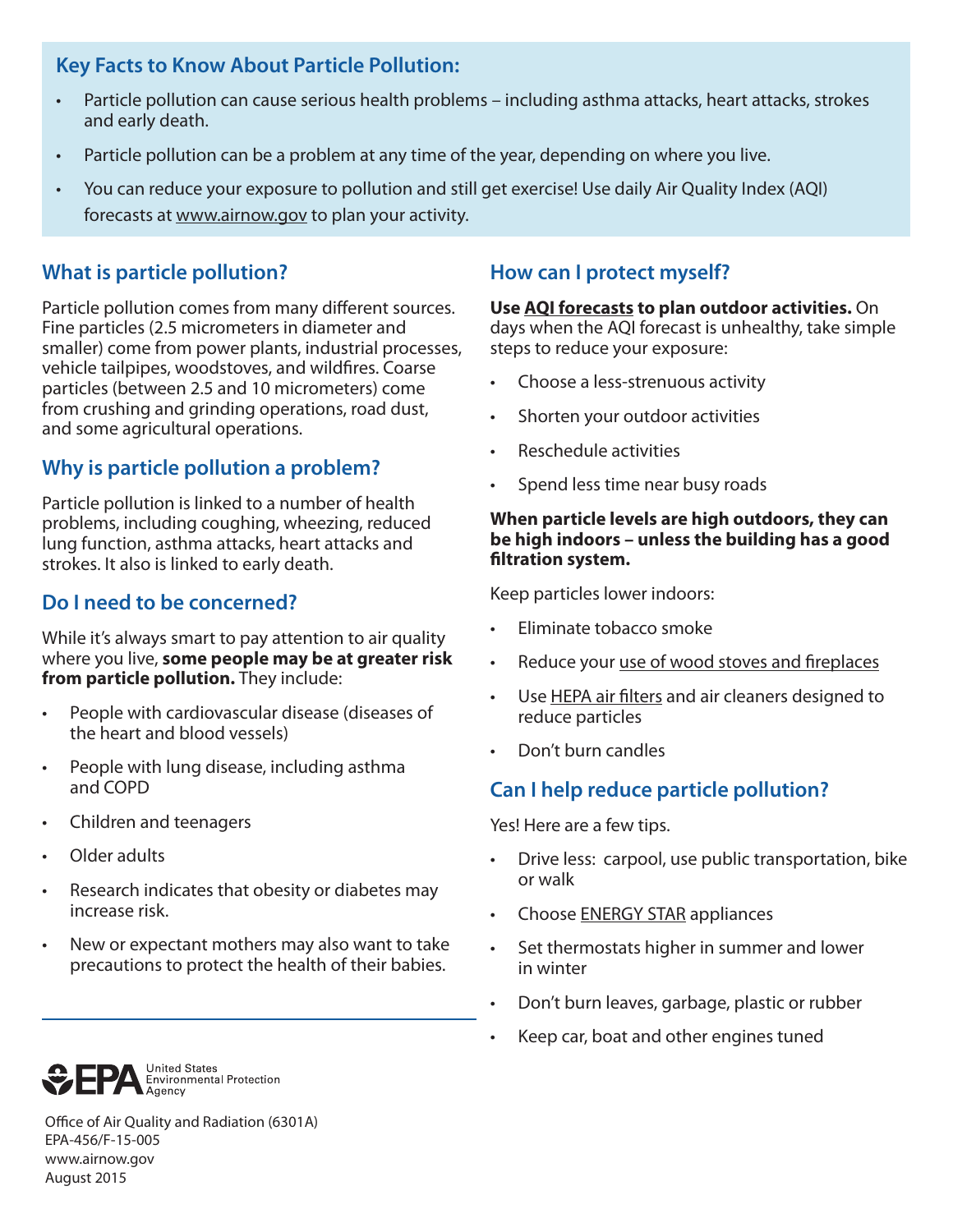## Key Facts to Know About Particle Pollution:

- Particle pollution can cause serious health problems – including asthma attacks, heart attacks, strokes and early death.
- Particle pollution can be a problem at any time of the year, depending on where you live.
- You can reduce your exposure to pollution and still get exercise! Use daily Air Quality Index (AQI) forecasts at www.airnow.gov to plan your activity.

## What is particle pollution?

Particle pollution comes from many different sources. Fine particles (2.5 micrometers in diameter and smaller) come from power plants, industrial processes, vehicle tailpipes, woodstoves, and wildfires. Coarse particles (between 2.5 and 10 micrometers) come from crushing and grinding operations, road dust, and some agricultural operations.

## Why is particle pollution a problem?

Particle pollution is linked to a number of health problems, including coughing, wheezing, reduced lung function, asthma attacks, heart attacks and strokes. It also is linked to early death.

## Do I need to be concerned?

While it's always smart to pay attention to air quality where you live, **some people may be at greater risk from particle pollution.** They include:

- People with cardiovascular disease (diseases of the heart and blood vessels)
- People with lung disease, including asthma and COPD
- Children and teenagers
- Older adults
- Research indicates that obesity or diabetes may increase risk.
- New or expectant mothers may also want to take precautions to protect the health of their babies.

## How can I protect myself?

**Use AQI forecasts to plan outdoor activities.** On days when the AQI forecast is unhealthy, take simple steps to reduce your exposure:

- Choose a less-strenuous activity
- Shorten your outdoor activities
- Reschedule activities
- Spend less time near busy roads

**When particle levels are high outdoors, they can be high indoors – unless the building has a good filtration system.**

Keep particles lower indoors:

- Eliminate tobacco smoke
- Reduce your use of wood stoves and fireplaces
- Use HEPA air filters and air cleaners designed to reduce particles
- Don't burn candles

## Can I help reduce particle pollution?

Yes! Here are a few tips.

- Drive less: carpool, use public transportation, bike or walk
- Choose ENERGY STAR appliances
- Set thermostats higher in summer and lower in winter
- Don't burn leaves, garbage, plastic or rubber
- Keep car, boat and other engines tuned

EPA United States Environmental Protection Agency

Office of Air Quality and Radiation (6301A)
EPA-456/F-15-005
www.airnow.gov
August 2015